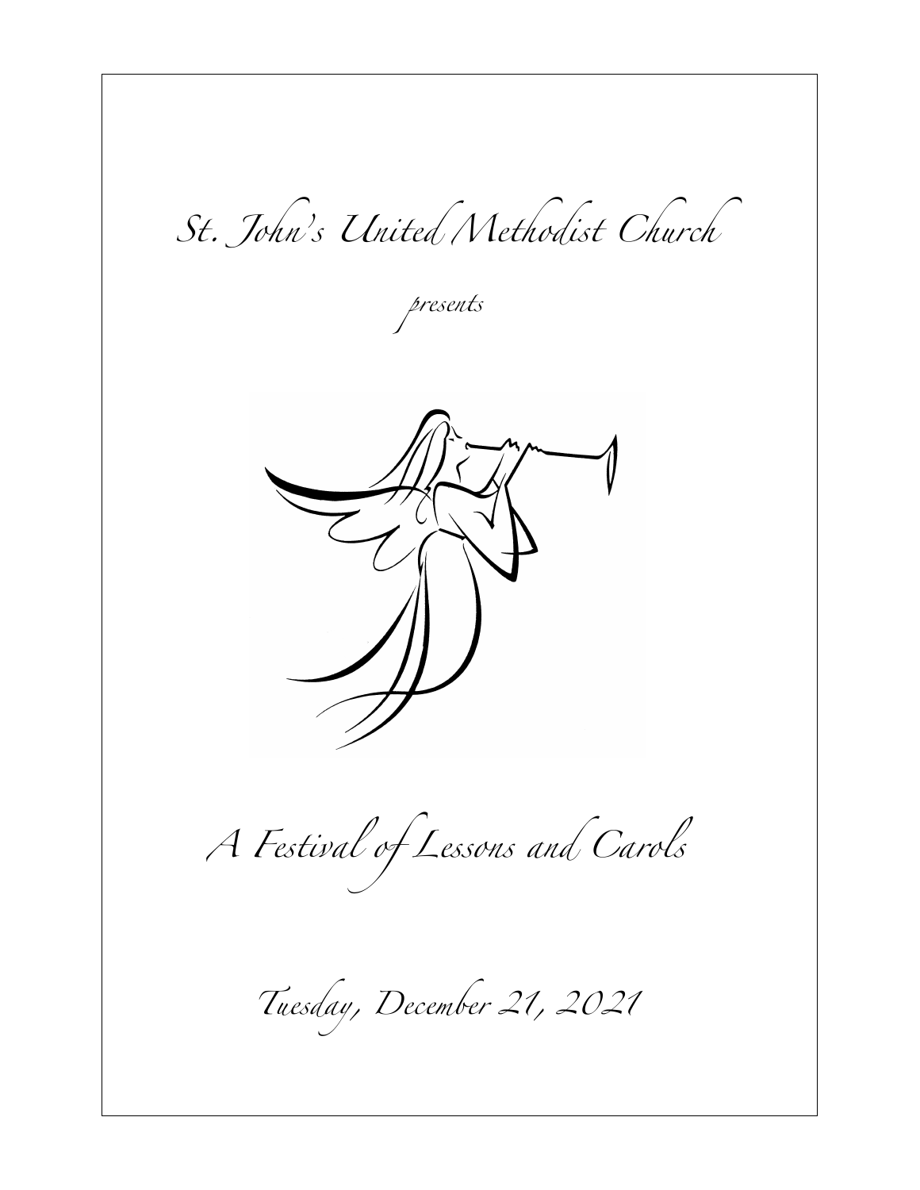St. John's United Methodist Church

*presents*

# A Festival of Lessons and Carols

Tuesday, December 21, 2021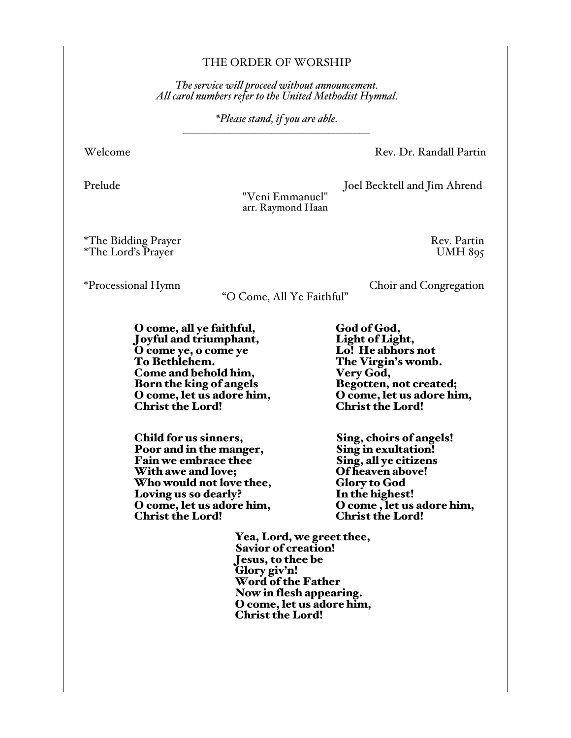# THE ORDER OF WORSHIP

*The service will proceed without announcement.*
*All carol numbers refer to the United Methodist Hymnal.*

**Please stand, if you are able.*

---

Welcome — Rev. Dr. Randall Partin

Prelude — Joel Becktell and Jim Ahrend

"Veni Emmanuel"
arr. Raymond Haan

*The Bidding Prayer — Rev. Partin

*The Lord's Prayer — UMH 895

*Processional Hymn — Choir and Congregation

"O Come, All Ye Faithful"

**O come, all ye faithful,**
**Joyful and triumphant,**
**O come ye, o come ye**
**To Bethlehem.**
**Come and behold him,**
**Born the king of angels**
**O come, let us adore him,**
**Christ the Lord!**

**God of God,**
**Light of Light,**
**Lo! He abhors not**
**The Virgin's womb.**
**Very God,**
**Begotten, not created;**
**O come, let us adore him,**
**Christ the Lord!**

**Child for us sinners,**
**Poor and in the manger,**
**Fain we embrace thee**
**With awe and love;**
**Who would not love thee,**
**Loving us so dearly?**
**O come, let us adore him,**
**Christ the Lord!**

**Sing, choirs of angels!**
**Sing in exultation!**
**Sing, all ye citizens**
**Of heaven above!**
**Glory to God**
**In the highest!**
**O come , let us adore him,**
**Christ the Lord!**

**Yea, Lord, we greet thee,**
**Savior of creation!**
**Jesus, to thee be**
**Glory giv'n!**
**Word of the Father**
**Now in flesh appearing.**
**O come, let us adore him,**
**Christ the Lord!**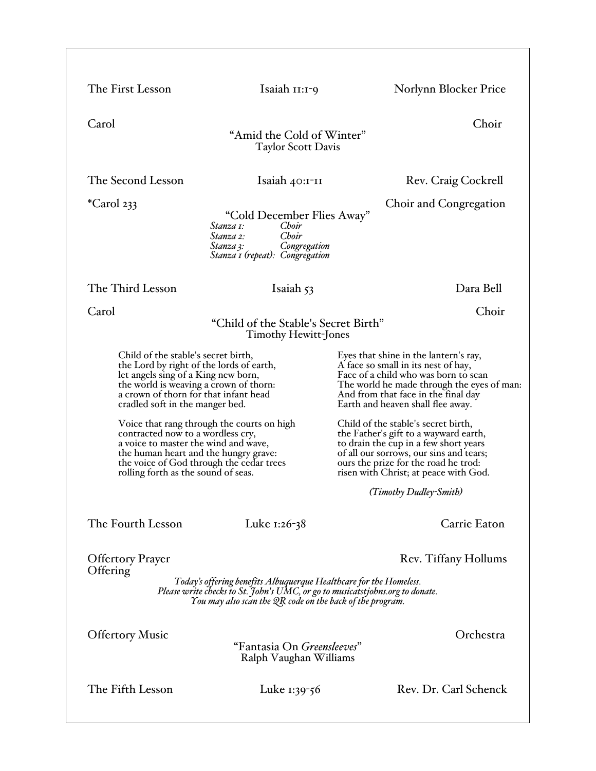The First Lesson | Isaiah 11:1-9 | Norlynn Blocker Price

Carol | Choir

"Amid the Cold of Winter"
Taylor Scott Davis

The Second Lesson | Isaiah 40:1-11 | Rev. Craig Cockrell

*Carol 233 | Choir and Congregation

"Cold December Flies Away"

*Stanza 1: Choir*
*Stanza 2: Choir*
*Stanza 3: Congregation*
*Stanza 1 (repeat): Congregation*

The Third Lesson | Isaiah 53 | Dara Bell

Carol | Choir

"Child of the Stable's Secret Birth"
Timothy Hewitt-Jones

Child of the stable's secret birth,
the Lord by right of the lords of earth,
let angels sing of a King new born,
the world is weaving a crown of thorn:
a crown of thorn for that infant head
cradled soft in the manger bed.

Voice that rang through the courts on high
contracted now to a wordless cry,
a voice to master the wind and wave,
the human heart and the hungry grave:
the voice of God through the cedar trees
rolling forth as the sound of seas.

Eyes that shine in the lantern's ray,
A face so small in its nest of hay,
Face of a child who was born to scan
The world he made through the eyes of man:
And from that face in the final day
Earth and heaven shall flee away.

Child of the stable's secret birth,
the Father's gift to a wayward earth,
to drain the cup in a few short years
of all our sorrows, our sins and tears;
ours the prize for the road he trod:
risen with Christ; at peace with God.

*(Timothy Dudley-Smith)*

The Fourth Lesson | Luke 1:26-38 | Carrie Eaton

Offertory Prayer | Rev. Tiffany Hollums

Offering

*Today's offering benefits Albuquerque Healthcare for the Homeless.*
*Please write checks to St. John's UMC, or go to musicatstjohns.org to donate.*
*You may also scan the QR code on the back of the program.*

Offertory Music | Orchestra

"Fantasia On *Greensleeves*"
Ralph Vaughan Williams

The Fifth Lesson | Luke 1:39-56 | Rev. Dr. Carl Schenck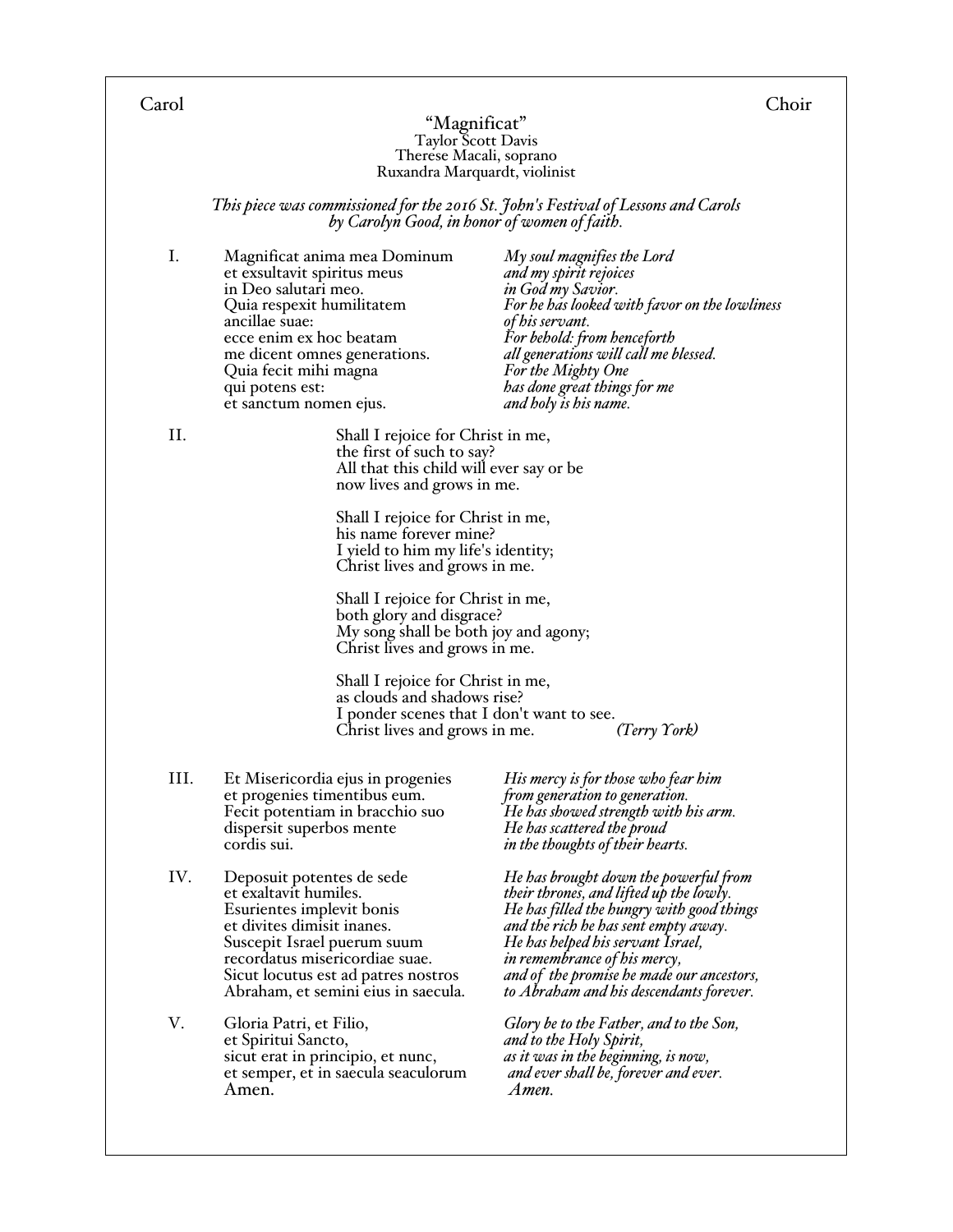Carol Choir

## "Magnificat"

Taylor Scott Davis
Therese Macali, soprano
Ruxandra Marquardt, violinist

*This piece was commissioned for the 2016 St. John's Festival of Lessons and Carols by Carolyn Good, in honor of women of faith.*

I.

| | |
|---|---|
| Magnificat anima mea Dominum | *My soul magnifies the Lord* |
| et exsultavit spiritus meus | *and my spirit rejoices* |
| in Deo salutari meo. | *in God my Savior.* |
| Quia respexit humilitatem | *For he has looked with favor on the lowliness* |
| ancillae suae: | *of his servant.* |
| ecce enim ex hoc beatam | *For behold: from henceforth* |
| me dicent omnes generations. | *all generations will call me blessed.* |
| Quia fecit mihi magna | *For the Mighty One* |
| qui potens est: | *has done great things for me* |
| et sanctum nomen ejus. | *and holy is his name.* |

II.

Shall I rejoice for Christ in me,
the first of such to say?
All that this child will ever say or be
now lives and grows in me.

Shall I rejoice for Christ in me,
his name forever mine?
I yield to him my life's identity;
Christ lives and grows in me.

Shall I rejoice for Christ in me,
both glory and disgrace?
My song shall be both joy and agony;
Christ lives and grows in me.

Shall I rejoice for Christ in me,
as clouds and shadows rise?
I ponder scenes that I don't want to see.
Christ lives and grows in me. *(Terry York)*

III.

| | |
|---|---|
| Et Misericordia ejus in progenies | *His mercy is for those who fear him* |
| et progenies timentibus eum. | *from generation to generation.* |
| Fecit potentiam in bracchio suo | *He has showed strength with his arm.* |
| dispersit superbos mente | *He has scattered the proud* |
| cordis sui. | *in the thoughts of their hearts.* |

IV.

| | |
|---|---|
| Deposuit potentes de sede | *He has brought down the powerful from* |
| et exaltavit humiles. | *their thrones, and lifted up the lowly.* |
| Esurientes implevit bonis | *He has filled the hungry with good things* |
| et divites dimisit inanes. | *and the rich he has sent empty away.* |
| Suscepit Israel puerum suum | *He has helped his servant Israel,* |
| recordatus misericordiae suae. | *in remembrance of his mercy,* |
| Sicut locutus est ad patres nostros | *and of the promise he made our ancestors,* |
| Abraham, et semini eius in saecula. | *to Abraham and his descendants forever.* |

V.

| | |
|---|---|
| Gloria Patri, et Filio, | *Glory be to the Father, and to the Son,* |
| et Spiritui Sancto, | *and to the Holy Spirit,* |
| sicut erat in principio, et nunc, | *as it was in the beginning, is now,* |
| et semper, et in saecula seaculorum | *and ever shall be, forever and ever.* |
| Amen. | *Amen.* |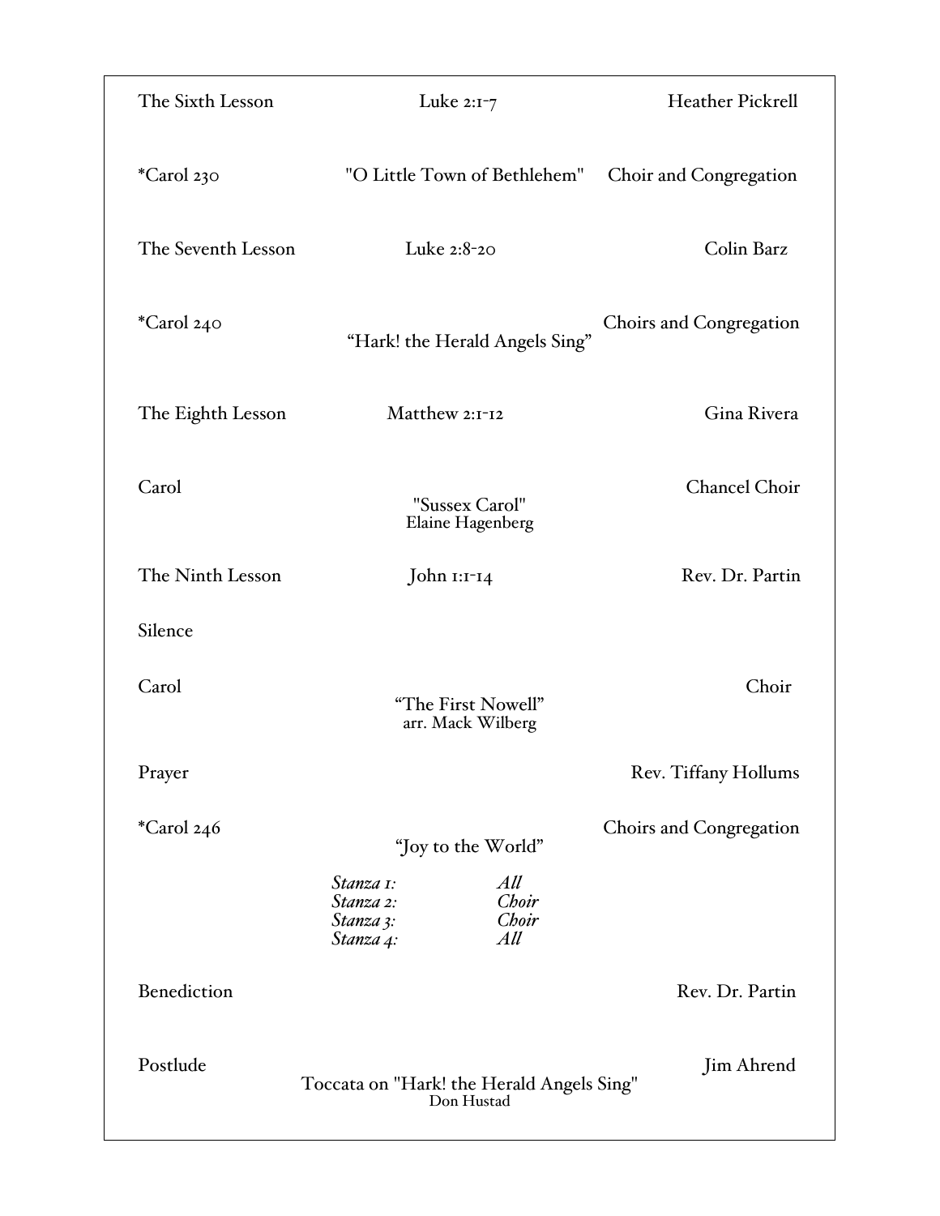| | | |
|---|---|---|
| The Sixth Lesson | Luke 2:1-7 | Heather Pickrell |
| *Carol 230 | "O Little Town of Bethlehem" | Choir and Congregation |
| The Seventh Lesson | Luke 2:8-20 | Colin Barz |
| *Carol 240 | "Hark! the Herald Angels Sing" | Choirs and Congregation |
| The Eighth Lesson | Matthew 2:1-12 | Gina Rivera |
| Carol | "Sussex Carol"<br>Elaine Hagenberg | Chancel Choir |
| The Ninth Lesson | John 1:1-14 | Rev. Dr. Partin |
| Silence | | |
| Carol | "The First Nowell"<br>arr. Mack Wilberg | Choir |
| Prayer | | Rev. Tiffany Hollums |
| *Carol 246 | "Joy to the World"<br>*Stanza 1: All*<br>*Stanza 2: Choir*<br>*Stanza 3: Choir*<br>*Stanza 4: All* | Choirs and Congregation |
| Benediction | | Rev. Dr. Partin |
| Postlude | Toccata on "Hark! the Herald Angels Sing"<br>Don Hustad | Jim Ahrend |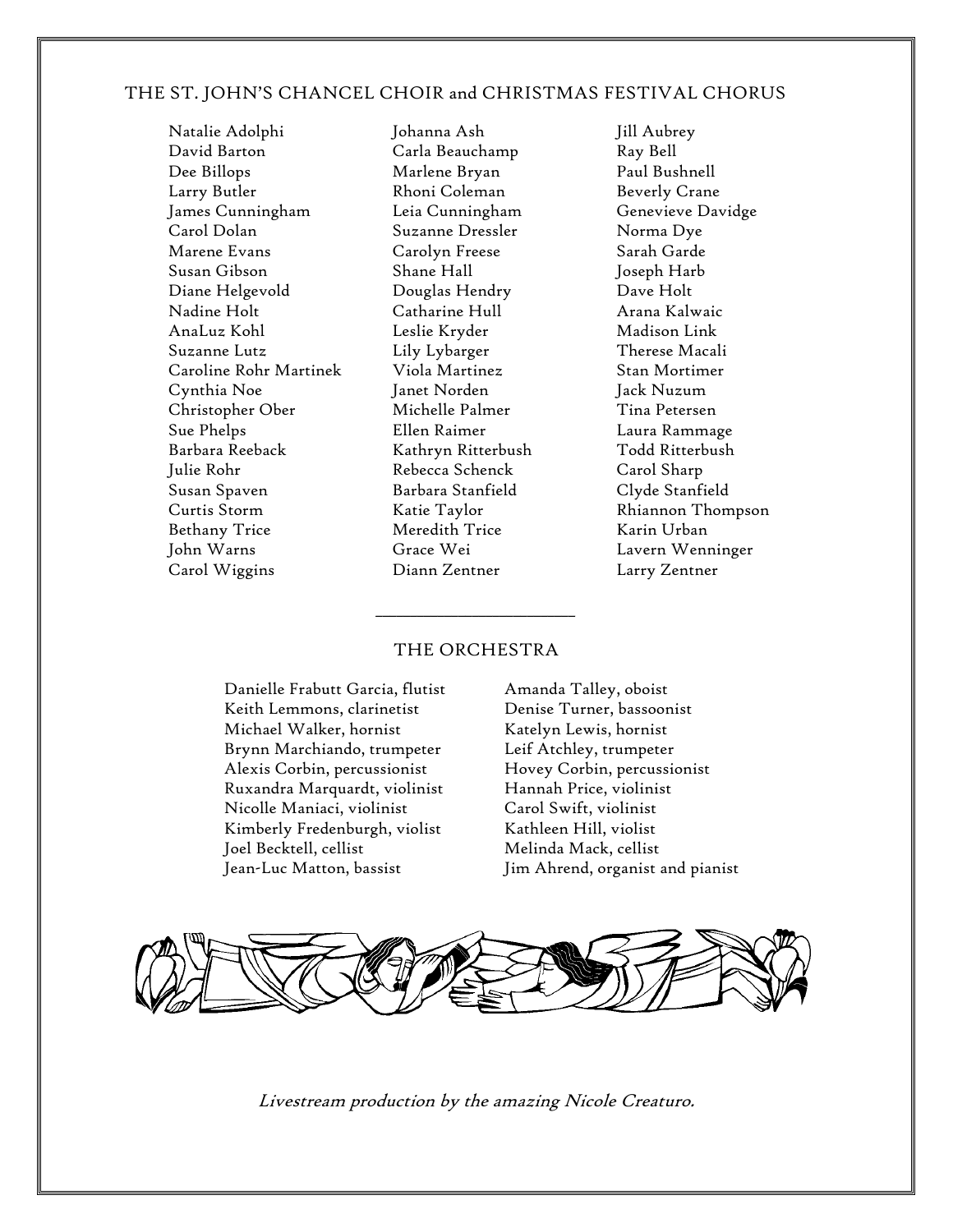## THE ST. JOHN'S CHANCEL CHOIR and CHRISTMAS FESTIVAL CHORUS

Natalie Adolphi
David Barton
Dee Billops
Larry Butler
James Cunningham
Carol Dolan
Marene Evans
Susan Gibson
Diane Helgevold
Nadine Holt
AnaLuz Kohl
Suzanne Lutz
Caroline Rohr Martinek
Cynthia Noe
Christopher Ober
Sue Phelps
Barbara Reeback
Julie Rohr
Susan Spaven
Curtis Storm
Bethany Trice
John Warns
Carol Wiggins

Johanna Ash
Carla Beauchamp
Marlene Bryan
Rhoni Coleman
Leia Cunningham
Suzanne Dressler
Carolyn Freese
Shane Hall
Douglas Hendry
Catharine Hull
Leslie Kryder
Lily Lybarger
Viola Martinez
Janet Norden
Michelle Palmer
Ellen Raimer
Kathryn Ritterbush
Rebecca Schenck
Barbara Stanfield
Katie Taylor
Meredith Trice
Grace Wei
Diann Zentner

Jill Aubrey
Ray Bell
Paul Bushnell
Beverly Crane
Genevieve Davidge
Norma Dye
Sarah Garde
Joseph Harb
Dave Holt
Arana Kalwaic
Madison Link
Therese Macali
Stan Mortimer
Jack Nuzum
Tina Petersen
Laura Rammage
Todd Ritterbush
Carol Sharp
Clyde Stanfield
Rhiannon Thompson
Karin Urban
Lavern Wenninger
Larry Zentner

---

## THE ORCHESTRA

Danielle Frabutt Garcia, flutist
Keith Lemmons, clarinetist
Michael Walker, hornist
Brynn Marchiando, trumpeter
Alexis Corbin, percussionist
Ruxandra Marquardt, violinist
Nicolle Maniaci, violinist
Kimberly Fredenburgh, violist
Joel Becktell, cellist
Jean-Luc Matton, bassist

Amanda Talley, oboist
Denise Turner, bassoonist
Katelyn Lewis, hornist
Leif Atchley, trumpeter
Hovey Corbin, percussionist
Hannah Price, violinist
Carol Swift, violinist
Kathleen Hill, violist
Melinda Mack, cellist
Jim Ahrend, organist and pianist

*Livestream production by the amazing Nicole Creaturo.*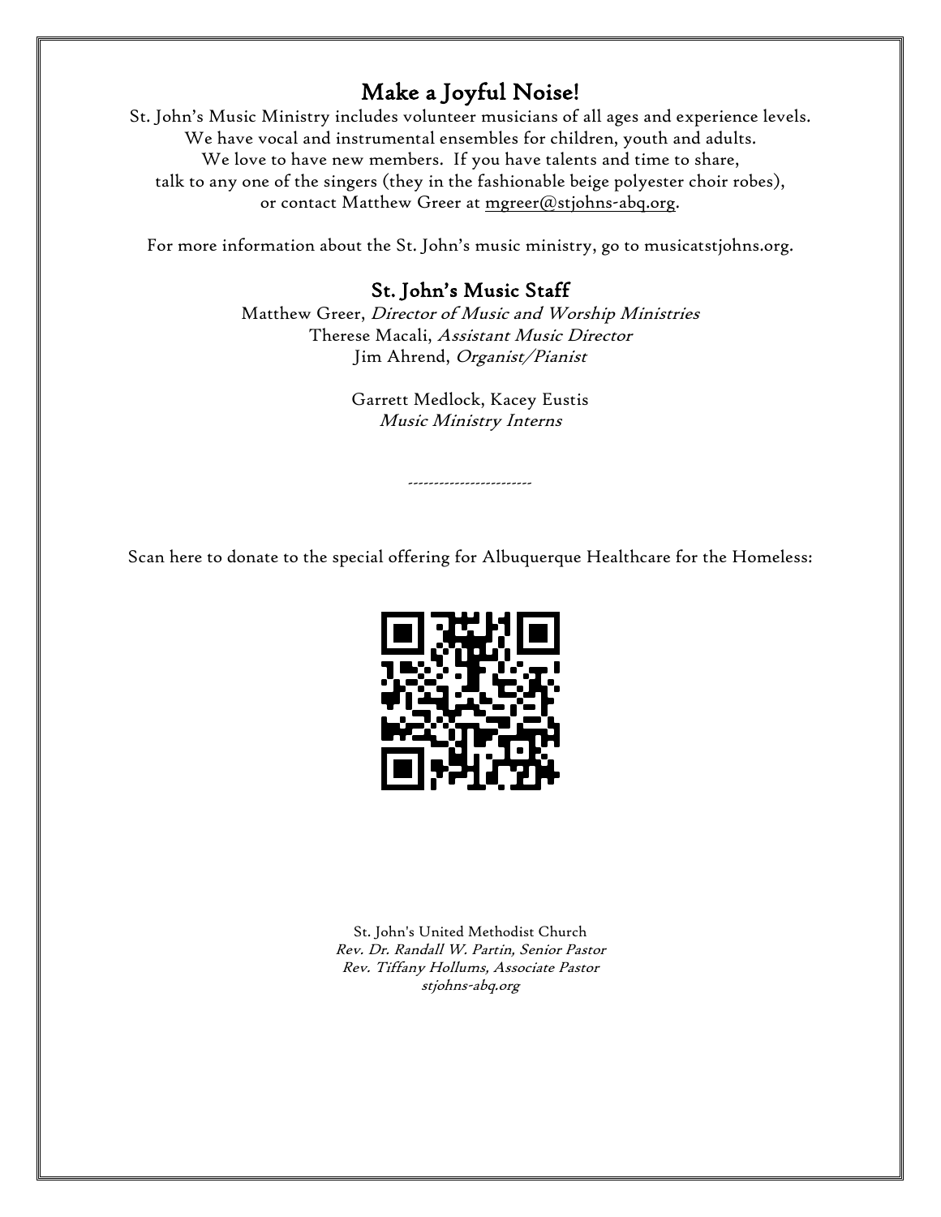## Make a Joyful Noise!

St. John's Music Ministry includes volunteer musicians of all ages and experience levels.
We have vocal and instrumental ensembles for children, youth and adults.
We love to have new members. If you have talents and time to share,
talk to any one of the singers (they in the fashionable beige polyester choir robes),
or contact Matthew Greer at mgreer@stjohns-abq.org.

For more information about the St. John's music ministry, go to musicatstjohns.org.

## St. John's Music Staff

Matthew Greer, *Director of Music and Worship Ministries*
Therese Macali, *Assistant Music Director*
Jim Ahrend, *Organist/Pianist*

Garrett Medlock, Kacey Eustis
*Music Ministry Interns*

------------------------

Scan here to donate to the special offering for Albuquerque Healthcare for the Homeless:

St. John's United Methodist Church
*Rev. Dr. Randall W. Partin, Senior Pastor*
*Rev. Tiffany Hollums, Associate Pastor*
*stjohns-abq.org*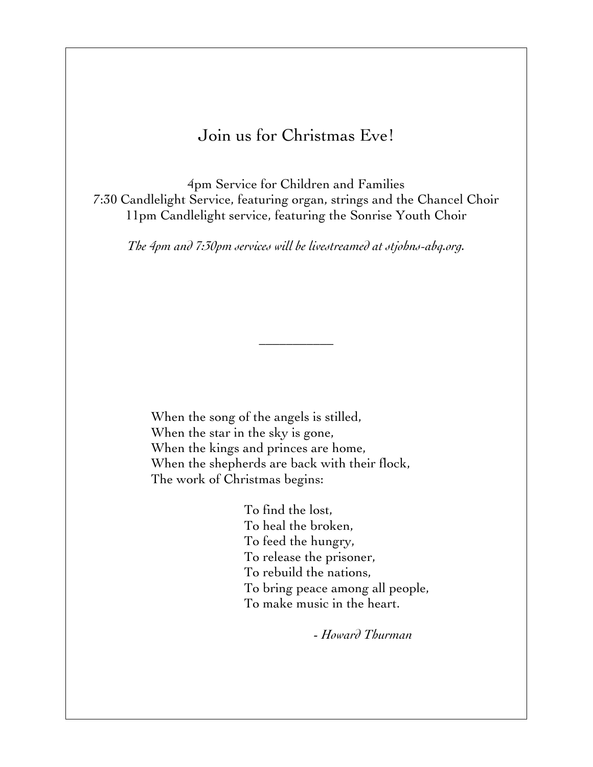# Join us for Christmas Eve!

4pm Service for Children and Families
7:30 Candlelight Service, featuring organ, strings and the Chancel Choir
11pm Candlelight service, featuring the Sonrise Youth Choir

*The 4pm and 7:30pm services will be livestreamed at stjohns-abq.org.*

---

When the song of the angels is stilled,
When the star in the sky is gone,
When the kings and princes are home,
When the shepherds are back with their flock,
The work of Christmas begins:

To find the lost,
To heal the broken,
To feed the hungry,
To release the prisoner,
To rebuild the nations,
To bring peace among all people,
To make music in the heart.

- *Howard Thurman*